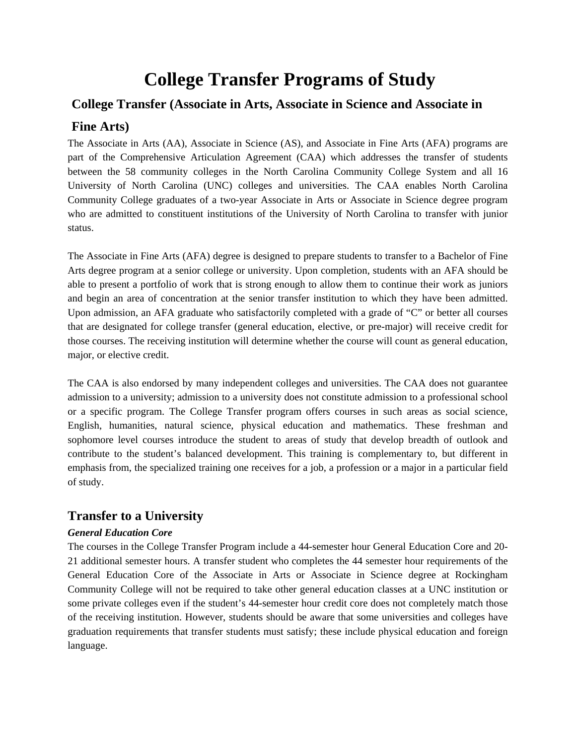# College Transfer Programs of Study

## College Transfer (Associate in Arts, Associate in Science and Associate in Fine Arts)

The Associate in Arts (AA), Associate in Science (AS), and Associate in Fine Arts (AFA) programs are part of the Comprehensive Articulation Agreement (CAA) which addresses the transfer of students between the 58 community colleges in the North Carolina Community College System and all 16 University of North Carolina (UNC) colleges and universities. The CAA enables North Carolina Community College graduates of a two-year Associate in Arts or Associate in Science degree program who are admitted to constituent institutions of the University of North Carolina to transfer with junior status.

The Associate in Fine Arts (AFA) degree is designed to prepare students to transfer to a Bachelor of Fine Arts degree program at a senior college or university. Upon completion, students with an AFA should be able to present a portfolio of work that is strong enough to allow them to continue their work as juniors and begin an area of concentration at the senior transfer institution to which they have been admitted. Upon admission, an AFA graduate who satisfactorily completed with a grade of "C" or better all courses that are designated for college transfer (general education, elective, or pre-major) will receive credit for those courses. The receiving institution will determine whether the course will count as general education, major, or elective credit.

The CAA is also endorsed by many independent colleges and universities. The CAA does not guarantee admission to a university; admission to a university does not constitute admission to a professional school or a specific program. The College Transfer program offers courses in such areas as social science, English, humanities, natural science, physical education and mathematics. These freshman and sophomore level courses introduce the student to areas of study that develop breadth of outlook and contribute to the student's balanced development. This training is complementary to, but different in emphasis from, the specialized training one receives for a job, a profession or a major in a particular field of study.

## Transfer to a University

***General Education Core***

The courses in the College Transfer Program include a 44-semester hour General Education Core and 20-21 additional semester hours. A transfer student who completes the 44 semester hour requirements of the General Education Core of the Associate in Arts or Associate in Science degree at Rockingham Community College will not be required to take other general education classes at a UNC institution or some private colleges even if the student's 44-semester hour credit core does not completely match those of the receiving institution. However, students should be aware that some universities and colleges have graduation requirements that transfer students must satisfy; these include physical education and foreign language.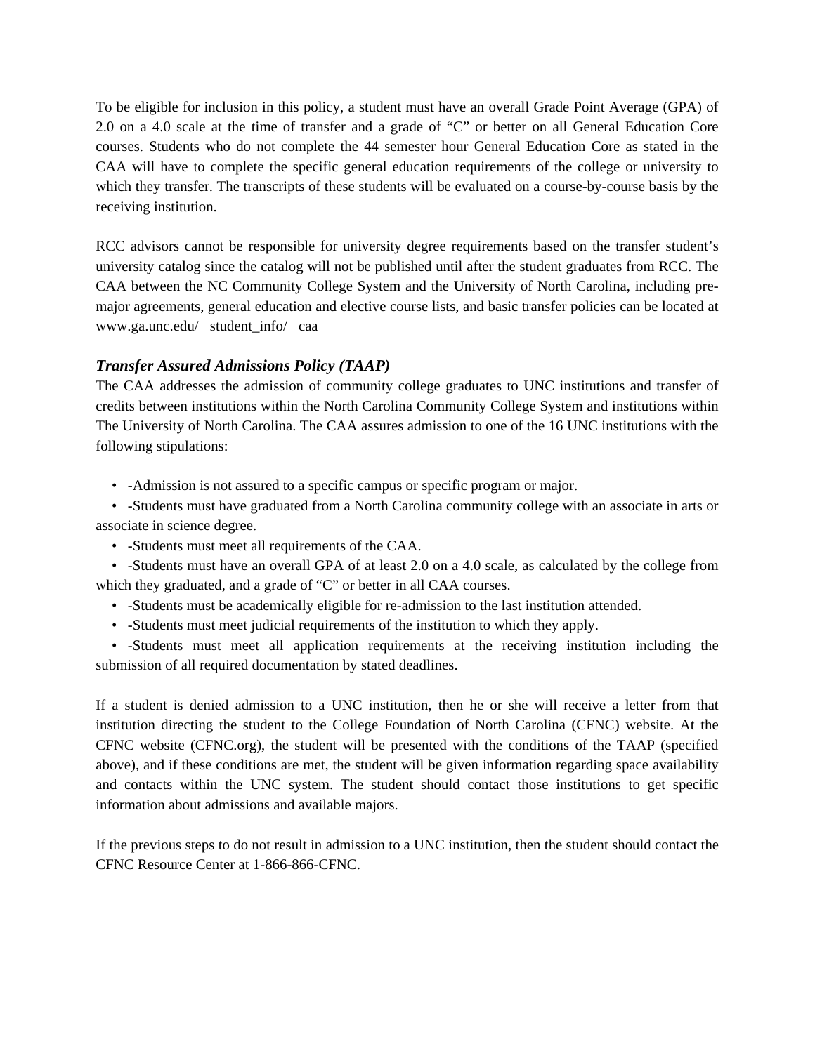To be eligible for inclusion in this policy, a student must have an overall Grade Point Average (GPA) of 2.0 on a 4.0 scale at the time of transfer and a grade of "C" or better on all General Education Core courses. Students who do not complete the 44 semester hour General Education Core as stated in the CAA will have to complete the specific general education requirements of the college or university to which they transfer. The transcripts of these students will be evaluated on a course-by-course basis by the receiving institution.

RCC advisors cannot be responsible for university degree requirements based on the transfer student's university catalog since the catalog will not be published until after the student graduates from RCC. The CAA between the NC Community College System and the University of North Carolina, including pre-major agreements, general education and elective course lists, and basic transfer policies can be located at www.ga.unc.edu/ student_info/ caa

### *Transfer Assured Admissions Policy (TAAP)*

The CAA addresses the admission of community college graduates to UNC institutions and transfer of credits between institutions within the North Carolina Community College System and institutions within The University of North Carolina. The CAA assures admission to one of the 16 UNC institutions with the following stipulations:

- -Admission is not assured to a specific campus or specific program or major.
- -Students must have graduated from a North Carolina community college with an associate in arts or associate in science degree.
- -Students must meet all requirements of the CAA.
- -Students must have an overall GPA of at least 2.0 on a 4.0 scale, as calculated by the college from which they graduated, and a grade of "C" or better in all CAA courses.
- -Students must be academically eligible for re-admission to the last institution attended.
- -Students must meet judicial requirements of the institution to which they apply.
- -Students must meet all application requirements at the receiving institution including the submission of all required documentation by stated deadlines.

If a student is denied admission to a UNC institution, then he or she will receive a letter from that institution directing the student to the College Foundation of North Carolina (CFNC) website. At the CFNC website (CFNC.org), the student will be presented with the conditions of the TAAP (specified above), and if these conditions are met, the student will be given information regarding space availability and contacts within the UNC system. The student should contact those institutions to get specific information about admissions and available majors.

If the previous steps to do not result in admission to a UNC institution, then the student should contact the CFNC Resource Center at 1-866-866-CFNC.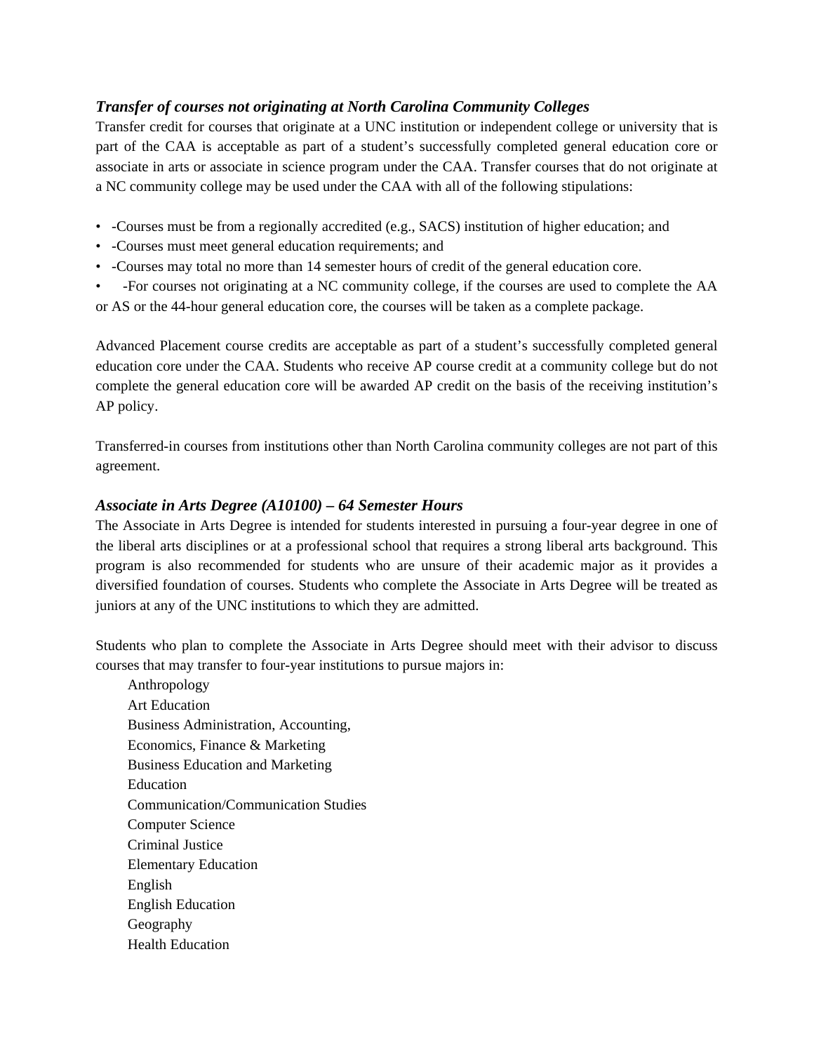### *Transfer of courses not originating at North Carolina Community Colleges*

Transfer credit for courses that originate at a UNC institution or independent college or university that is part of the CAA is acceptable as part of a student's successfully completed general education core or associate in arts or associate in science program under the CAA. Transfer courses that do not originate at a NC community college may be used under the CAA with all of the following stipulations:

- -Courses must be from a regionally accredited (e.g., SACS) institution of higher education; and
- -Courses must meet general education requirements; and
- -Courses may total no more than 14 semester hours of credit of the general education core.
- -For courses not originating at a NC community college, if the courses are used to complete the AA or AS or the 44-hour general education core, the courses will be taken as a complete package.

Advanced Placement course credits are acceptable as part of a student's successfully completed general education core under the CAA. Students who receive AP course credit at a community college but do not complete the general education core will be awarded AP credit on the basis of the receiving institution's AP policy.

Transferred-in courses from institutions other than North Carolina community colleges are not part of this agreement.

### *Associate in Arts Degree (A10100) – 64 Semester Hours*

The Associate in Arts Degree is intended for students interested in pursuing a four-year degree in one of the liberal arts disciplines or at a professional school that requires a strong liberal arts background. This program is also recommended for students who are unsure of their academic major as it provides a diversified foundation of courses. Students who complete the Associate in Arts Degree will be treated as juniors at any of the UNC institutions to which they are admitted.

Students who plan to complete the Associate in Arts Degree should meet with their advisor to discuss courses that may transfer to four-year institutions to pursue majors in:

Anthropology
Art Education
Business Administration, Accounting,
Economics, Finance & Marketing
Business Education and Marketing
Education
Communication/Communication Studies
Computer Science
Criminal Justice
Elementary Education
English
English Education
Geography
Health Education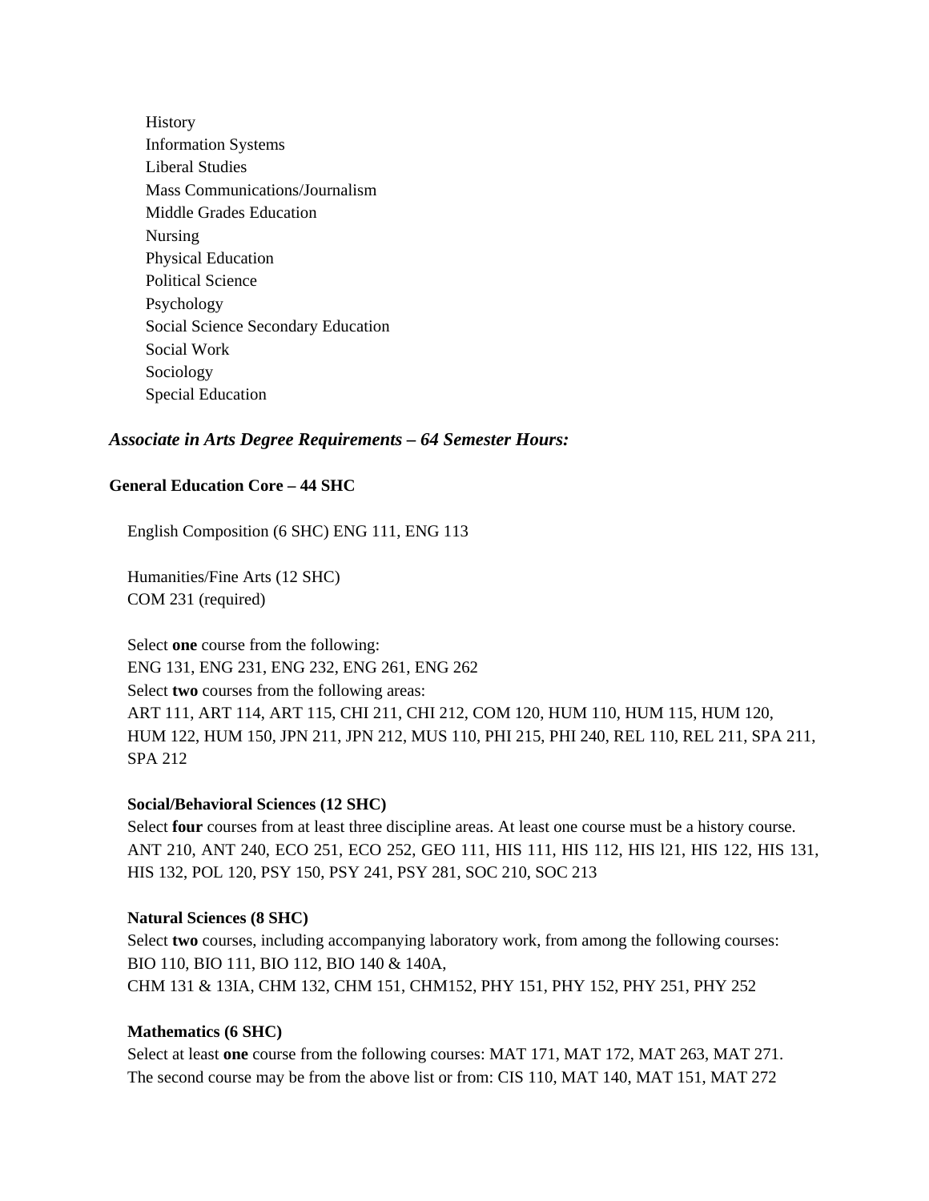- History
- Information Systems
- Liberal Studies
- Mass Communications/Journalism
- Middle Grades Education
- Nursing
- Physical Education
- Political Science
- Psychology
- Social Science Secondary Education
- Social Work
- Sociology
- Special Education

## *Associate in Arts Degree Requirements – 64 Semester Hours:*

### General Education Core – 44 SHC

English Composition (6 SHC) ENG 111, ENG 113

Humanities/Fine Arts (12 SHC)
COM 231 (required)

Select **one** course from the following:
ENG 131, ENG 231, ENG 232, ENG 261, ENG 262
Select **two** courses from the following areas:
ART 111, ART 114, ART 115, CHI 211, CHI 212, COM 120, HUM 110, HUM 115, HUM 120, HUM 122, HUM 150, JPN 211, JPN 212, MUS 110, PHI 215, PHI 240, REL 110, REL 211, SPA 211, SPA 212

**Social/Behavioral Sciences (12 SHC)**
Select **four** courses from at least three discipline areas. At least one course must be a history course.
ANT 210, ANT 240, ECO 251, ECO 252, GEO 111, HIS 111, HIS 112, HIS l21, HIS 122, HIS 131, HIS 132, POL 120, PSY 150, PSY 241, PSY 281, SOC 210, SOC 213

**Natural Sciences (8 SHC)**
Select **two** courses, including accompanying laboratory work, from among the following courses:
BIO 110, BIO 111, BIO 112, BIO 140 & 140A,
CHM 131 & 13IA, CHM 132, CHM 151, CHM152, PHY 151, PHY 152, PHY 251, PHY 252

**Mathematics (6 SHC)**
Select at least **one** course from the following courses: MAT 171, MAT 172, MAT 263, MAT 271.
The second course may be from the above list or from: CIS 110, MAT 140, MAT 151, MAT 272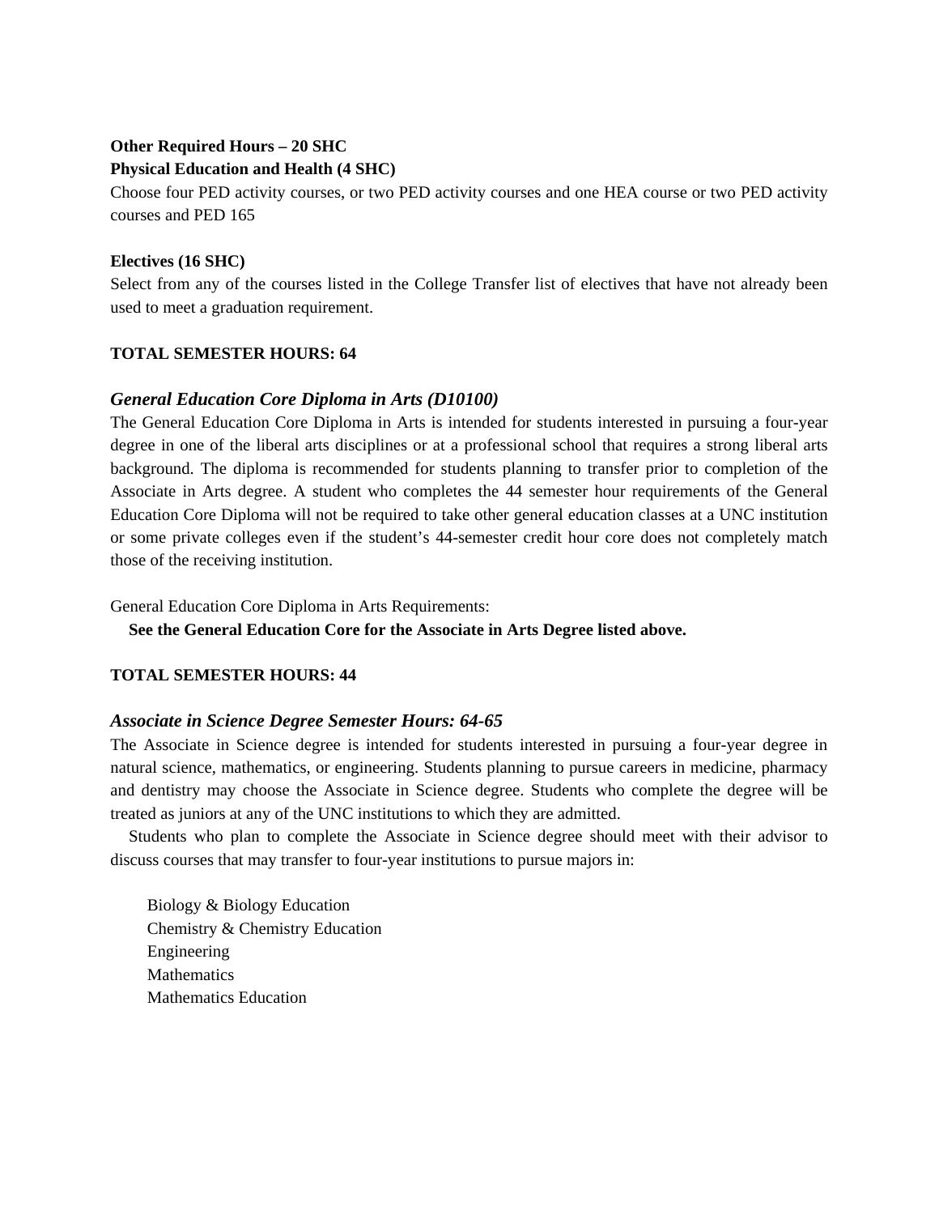**Other Required Hours – 20 SHC**

**Physical Education and Health (4 SHC)**

Choose four PED activity courses, or two PED activity courses and one HEA course or two PED activity courses and PED 165

**Electives (16 SHC)**

Select from any of the courses listed in the College Transfer list of electives that have not already been used to meet a graduation requirement.

**TOTAL SEMESTER HOURS: 64**

### *General Education Core Diploma in Arts (D10100)*

The General Education Core Diploma in Arts is intended for students interested in pursuing a four-year degree in one of the liberal arts disciplines or at a professional school that requires a strong liberal arts background. The diploma is recommended for students planning to transfer prior to completion of the Associate in Arts degree. A student who completes the 44 semester hour requirements of the General Education Core Diploma will not be required to take other general education classes at a UNC institution or some private colleges even if the student's 44-semester credit hour core does not completely match those of the receiving institution.

General Education Core Diploma in Arts Requirements:

**See the General Education Core for the Associate in Arts Degree listed above.**

**TOTAL SEMESTER HOURS: 44**

### *Associate in Science Degree Semester Hours: 64-65*

The Associate in Science degree is intended for students interested in pursuing a four-year degree in natural science, mathematics, or engineering. Students planning to pursue careers in medicine, pharmacy and dentistry may choose the Associate in Science degree. Students who complete the degree will be treated as juniors at any of the UNC institutions to which they are admitted.

Students who plan to complete the Associate in Science degree should meet with their advisor to discuss courses that may transfer to four-year institutions to pursue majors in:

- Biology & Biology Education
- Chemistry & Chemistry Education
- Engineering
- Mathematics
- Mathematics Education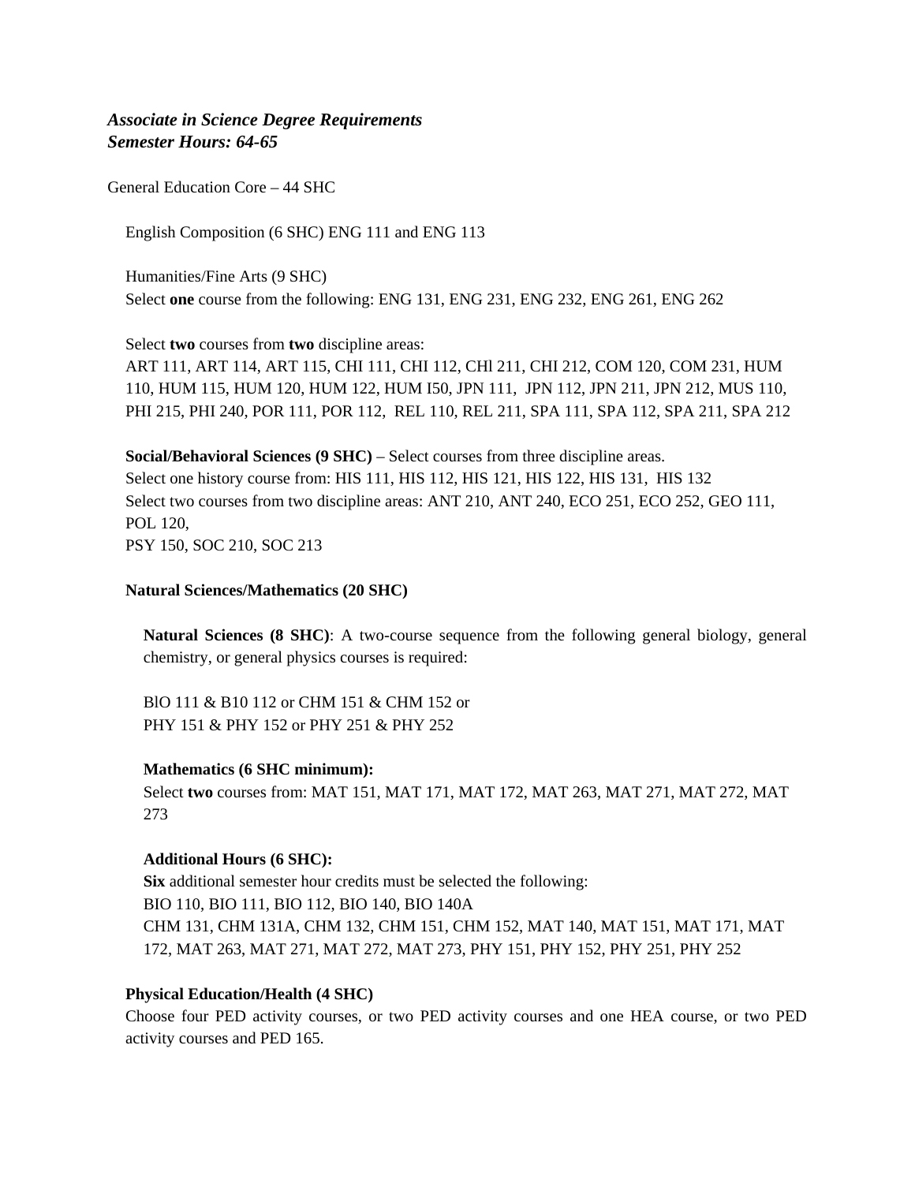***Associate in Science Degree Requirements***
***Semester Hours: 64-65***

General Education Core – 44 SHC

English Composition (6 SHC) ENG 111 and ENG 113

Humanities/Fine Arts (9 SHC)
Select **one** course from the following: ENG 131, ENG 231, ENG 232, ENG 261, ENG 262

Select **two** courses from **two** discipline areas:
ART 111, ART 114, ART 115, CHI 111, CHI 112, CHl 211, CHI 212, COM 120, COM 231, HUM 110, HUM 115, HUM 120, HUM 122, HUM I50, JPN 111, JPN 112, JPN 211, JPN 212, MUS 110, PHI 215, PHI 240, POR 111, POR 112, REL 110, REL 211, SPA 111, SPA 112, SPA 211, SPA 212

**Social/Behavioral Sciences (9 SHC)** – Select courses from three discipline areas.
Select one history course from: HIS 111, HIS 112, HIS 121, HIS 122, HIS 131, HIS 132
Select two courses from two discipline areas: ANT 210, ANT 240, ECO 251, ECO 252, GEO 111, POL 120,
PSY 150, SOC 210, SOC 213

**Natural Sciences/Mathematics (20 SHC)**

**Natural Sciences (8 SHC)**: A two-course sequence from the following general biology, general chemistry, or general physics courses is required:

BlO 111 & B10 112 or CHM 151 & CHM 152 or
PHY 151 & PHY 152 or PHY 251 & PHY 252

**Mathematics (6 SHC minimum):**
Select **two** courses from: MAT 151, MAT 171, MAT 172, MAT 263, MAT 271, MAT 272, MAT 273

**Additional Hours (6 SHC):**
**Six** additional semester hour credits must be selected the following:
BIO 110, BIO 111, BIO 112, BIO 140, BIO 140A
CHM 131, CHM 131A, CHM 132, CHM 151, CHM 152, MAT 140, MAT 151, MAT 171, MAT 172, MAT 263, MAT 271, MAT 272, MAT 273, PHY 151, PHY 152, PHY 251, PHY 252

**Physical Education/Health (4 SHC)**
Choose four PED activity courses, or two PED activity courses and one HEA course, or two PED activity courses and PED 165.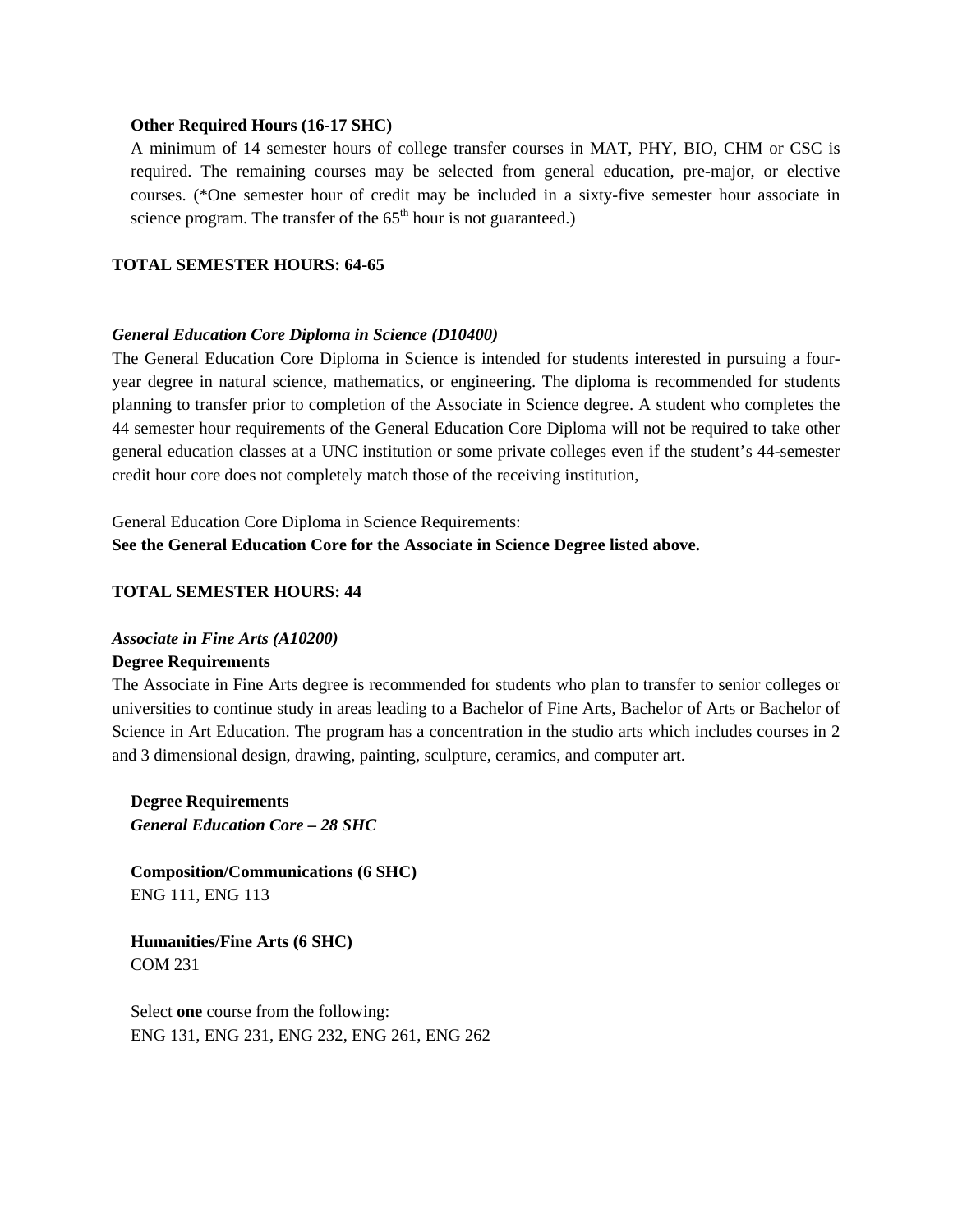**Other Required Hours (16-17 SHC)**

A minimum of 14 semester hours of college transfer courses in MAT, PHY, BIO, CHM or CSC is required. The remaining courses may be selected from general education, pre-major, or elective courses. (*One semester hour of credit may be included in a sixty-five semester hour associate in science program. The transfer of the 65$^{th}$ hour is not guaranteed.)

**TOTAL SEMESTER HOURS: 64-65**

***General Education Core Diploma in Science (D10400)***

The General Education Core Diploma in Science is intended for students interested in pursuing a four-year degree in natural science, mathematics, or engineering. The diploma is recommended for students planning to transfer prior to completion of the Associate in Science degree. A student who completes the 44 semester hour requirements of the General Education Core Diploma will not be required to take other general education classes at a UNC institution or some private colleges even if the student's 44-semester credit hour core does not completely match those of the receiving institution,

General Education Core Diploma in Science Requirements:
**See the General Education Core for the Associate in Science Degree listed above.**

**TOTAL SEMESTER HOURS: 44**

***Associate in Fine Arts (A10200)***

**Degree Requirements**

The Associate in Fine Arts degree is recommended for students who plan to transfer to senior colleges or universities to continue study in areas leading to a Bachelor of Fine Arts, Bachelor of Arts or Bachelor of Science in Art Education. The program has a concentration in the studio arts which includes courses in 2 and 3 dimensional design, drawing, painting, sculpture, ceramics, and computer art.

**Degree Requirements**
***General Education Core – 28 SHC***

**Composition/Communications (6 SHC)**
ENG 111, ENG 113

**Humanities/Fine Arts (6 SHC)**
COM 231

Select **one** course from the following:
ENG 131, ENG 231, ENG 232, ENG 261, ENG 262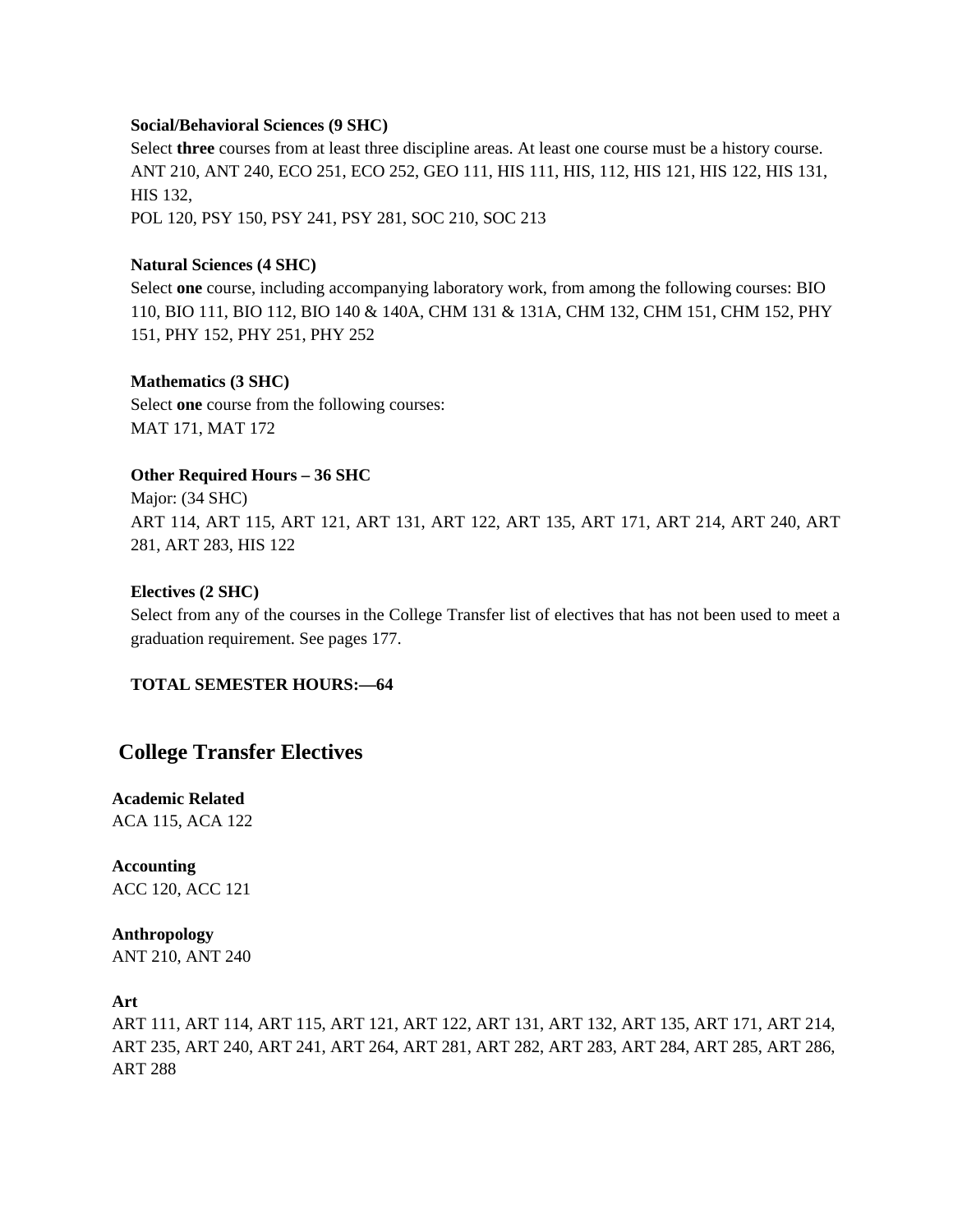**Social/Behavioral Sciences (9 SHC)**
Select **three** courses from at least three discipline areas. At least one course must be a history course.
ANT 210, ANT 240, ECO 251, ECO 252, GEO 111, HIS 111, HIS, 112, HIS 121, HIS 122, HIS 131, HIS 132,
POL 120, PSY 150, PSY 241, PSY 281, SOC 210, SOC 213

**Natural Sciences (4 SHC)**
Select **one** course, including accompanying laboratory work, from among the following courses: BIO 110, BIO 111, BIO 112, BIO 140 & 140A, CHM 131 & 131A, CHM 132, CHM 151, CHM 152, PHY 151, PHY 152, PHY 251, PHY 252

**Mathematics (3 SHC)**
Select **one** course from the following courses:
MAT 171, MAT 172

**Other Required Hours – 36 SHC**
Major: (34 SHC)
ART 114, ART 115, ART 121, ART 131, ART 122, ART 135, ART 171, ART 214, ART 240, ART 281, ART 283, HIS 122

**Electives (2 SHC)**
Select from any of the courses in the College Transfer list of electives that has not been used to meet a graduation requirement. See pages 177.

**TOTAL SEMESTER HOURS:—64**

## College Transfer Electives

**Academic Related**
ACA 115, ACA 122

**Accounting**
ACC 120, ACC 121

**Anthropology**
ANT 210, ANT 240

**Art**
ART 111, ART 114, ART 115, ART 121, ART 122, ART 131, ART 132, ART 135, ART 171, ART 214, ART 235, ART 240, ART 241, ART 264, ART 281, ART 282, ART 283, ART 284, ART 285, ART 286, ART 288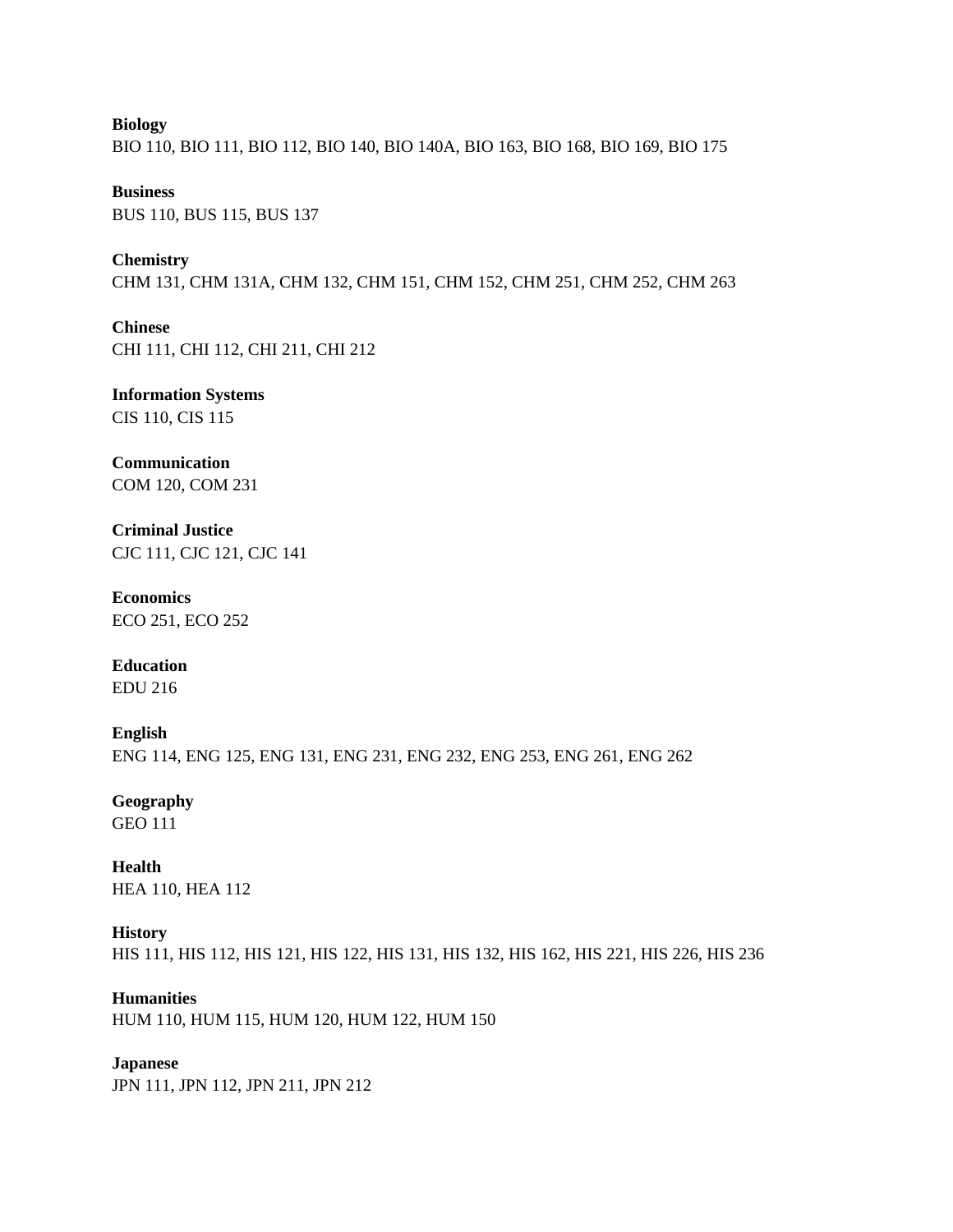**Biology**
BIO 110, BIO 111, BIO 112, BIO 140, BIO 140A, BIO 163, BIO 168, BIO 169, BIO 175

**Business**
BUS 110, BUS 115, BUS 137

**Chemistry**
CHM 131, CHM 131A, CHM 132, CHM 151, CHM 152, CHM 251, CHM 252, CHM 263

**Chinese**
CHI 111, CHI 112, CHI 211, CHI 212

**Information Systems**
CIS 110, CIS 115

**Communication**
COM 120, COM 231

**Criminal Justice**
CJC 111, CJC 121, CJC 141

**Economics**
ECO 251, ECO 252

**Education**
EDU 216

**English**
ENG 114, ENG 125, ENG 131, ENG 231, ENG 232, ENG 253, ENG 261, ENG 262

**Geography**
GEO 111

**Health**
HEA 110, HEA 112

**History**
HIS 111, HIS 112, HIS 121, HIS 122, HIS 131, HIS 132, HIS 162, HIS 221, HIS 226, HIS 236

**Humanities**
HUM 110, HUM 115, HUM 120, HUM 122, HUM 150

**Japanese**
JPN 111, JPN 112, JPN 211, JPN 212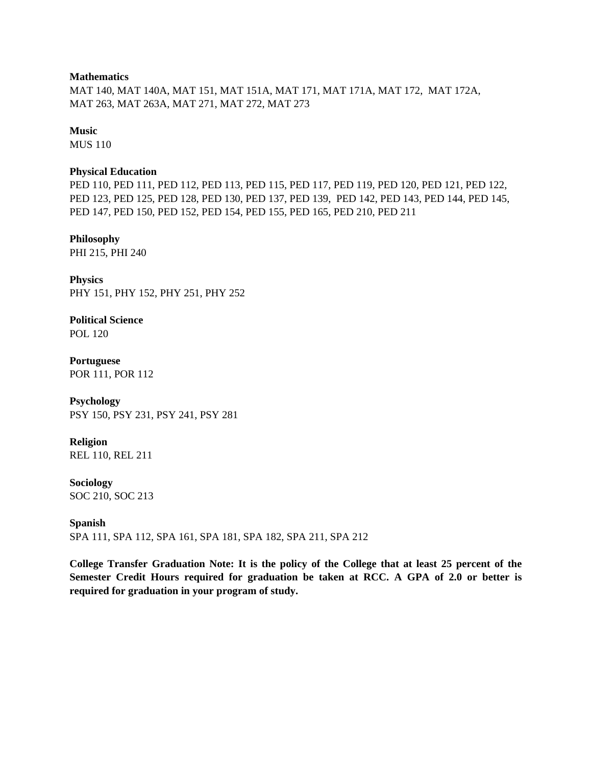**Mathematics**
MAT 140, MAT 140A, MAT 151, MAT 151A, MAT 171, MAT 171A, MAT 172, MAT 172A, MAT 263, MAT 263A, MAT 271, MAT 272, MAT 273

**Music**
MUS 110

**Physical Education**
PED 110, PED 111, PED 112, PED 113, PED 115, PED 117, PED 119, PED 120, PED 121, PED 122, PED 123, PED 125, PED 128, PED 130, PED 137, PED 139, PED 142, PED 143, PED 144, PED 145, PED 147, PED 150, PED 152, PED 154, PED 155, PED 165, PED 210, PED 211

**Philosophy**
PHI 215, PHI 240

**Physics**
PHY 151, PHY 152, PHY 251, PHY 252

**Political Science**
POL 120

**Portuguese**
POR 111, POR 112

**Psychology**
PSY 150, PSY 231, PSY 241, PSY 281

**Religion**
REL 110, REL 211

**Sociology**
SOC 210, SOC 213

**Spanish**
SPA 111, SPA 112, SPA 161, SPA 181, SPA 182, SPA 211, SPA 212

**College Transfer Graduation Note: It is the policy of the College that at least 25 percent of the Semester Credit Hours required for graduation be taken at RCC. A GPA of 2.0 or better is required for graduation in your program of study.**